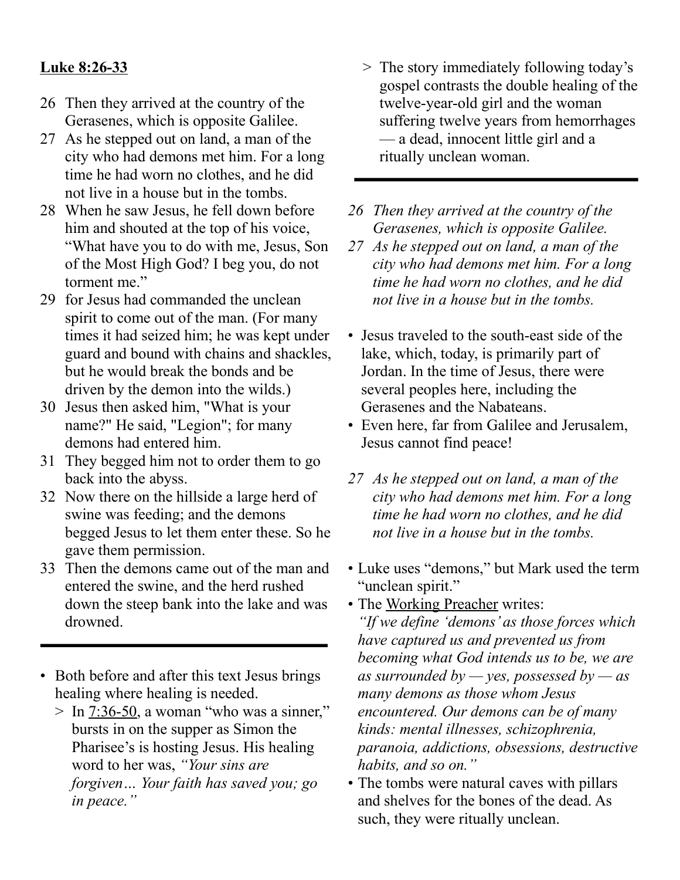**Luke 8:26-33**

26 Then they arrived at the country of the Gerasenes, which is opposite Galilee.
27 As he stepped out on land, a man of the city who had demons met him. For a long time he had worn no clothes, and he did not live in a house but in the tombs.
28 When he saw Jesus, he fell down before him and shouted at the top of his voice, "What have you to do with me, Jesus, Son of the Most High God? I beg you, do not torment me."
29 for Jesus had commanded the unclean spirit to come out of the man. (For many times it had seized him; he was kept under guard and bound with chains and shackles, but he would break the bonds and be driven by the demon into the wilds.)
30 Jesus then asked him, "What is your name?" He said, "Legion"; for many demons had entered him.
31 They begged him not to order them to go back into the abyss.
32 Now there on the hillside a large herd of swine was feeding; and the demons begged Jesus to let them enter these. So he gave them permission.
33 Then the demons came out of the man and entered the swine, and the herd rushed down the steep bank into the lake and was drowned.

---

- Both before and after this text Jesus brings healing where healing is needed.
  > In 7:36-50, a woman "who was a sinner," bursts in on the supper as Simon the Pharisee's is hosting Jesus. His healing word to her was, *"Your sins are forgiven… Your faith has saved you; go in peace."*
  > The story immediately following today's gospel contrasts the double healing of the twelve-year-old girl and the woman suffering twelve years from hemorrhages — a dead, innocent little girl and a ritually unclean woman.

---

*26 Then they arrived at the country of the Gerasenes, which is opposite Galilee.*
*27 As he stepped out on land, a man of the city who had demons met him. For a long time he had worn no clothes, and he did not live in a house but in the tombs.*

- Jesus traveled to the south-east side of the lake, which, today, is primarily part of Jordan. In the time of Jesus, there were several peoples here, including the Gerasenes and the Nabateans.
- Even here, far from Galilee and Jerusalem, Jesus cannot find peace!

*27 As he stepped out on land, a man of the city who had demons met him. For a long time he had worn no clothes, and he did not live in a house but in the tombs.*

- Luke uses "demons," but Mark used the term "unclean spirit."
- The Working Preacher writes:
  *"If we define 'demons' as those forces which have captured us and prevented us from becoming what God intends us to be, we are as surrounded by — yes, possessed by — as many demons as those whom Jesus encountered. Our demons can be of many kinds: mental illnesses, schizophrenia, paranoia, addictions, obsessions, destructive habits, and so on."*
- The tombs were natural caves with pillars and shelves for the bones of the dead. As such, they were ritually unclean.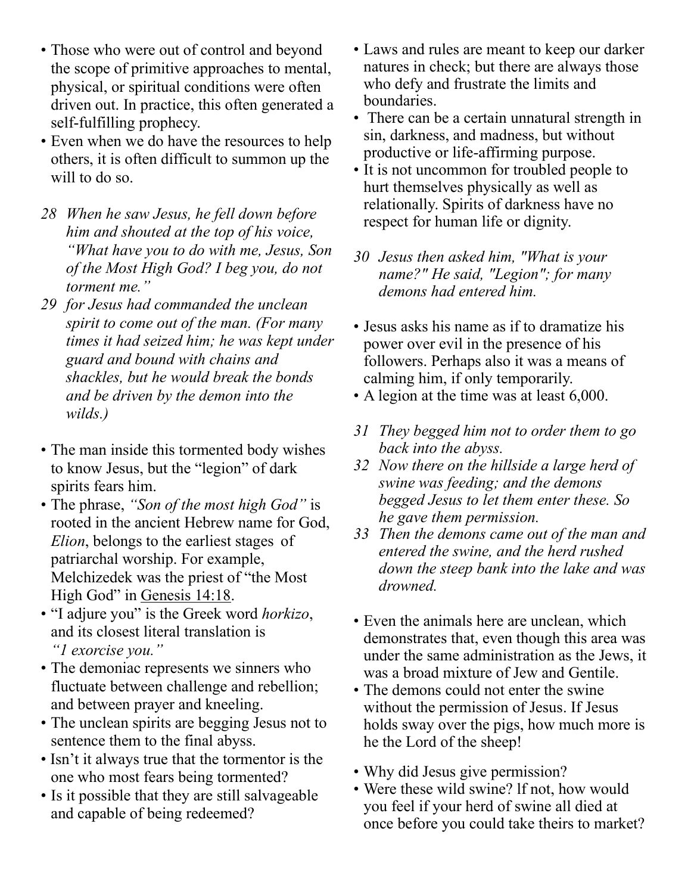- Those who were out of control and beyond the scope of primitive approaches to mental, physical, or spiritual conditions were often driven out. In practice, this often generated a self-fulfilling prophecy.
- Even when we do have the resources to help others, it is often difficult to summon up the will to do so.

*28 When he saw Jesus, he fell down before him and shouted at the top of his voice, "What have you to do with me, Jesus, Son of the Most High God? I beg you, do not torment me."*
*29 for Jesus had commanded the unclean spirit to come out of the man. (For many times it had seized him; he was kept under guard and bound with chains and shackles, but he would break the bonds and be driven by the demon into the wilds.)*

- The man inside this tormented body wishes to know Jesus, but the "legion" of dark spirits fears him.
- The phrase, *"Son of the most high God"* is rooted in the ancient Hebrew name for God, *Elion*, belongs to the earliest stages of patriarchal worship. For example, Melchizedek was the priest of "the Most High God" in Genesis 14:18.
- "I adjure you" is the Greek word *horkizo*, and its closest literal translation is *"1 exorcise you."*
- The demoniac represents we sinners who fluctuate between challenge and rebellion; and between prayer and kneeling.
- The unclean spirits are begging Jesus not to sentence them to the final abyss.
- Isn't it always true that the tormentor is the one who most fears being tormented?
- Is it possible that they are still salvageable and capable of being redeemed?
- Laws and rules are meant to keep our darker natures in check; but there are always those who defy and frustrate the limits and boundaries.
- There can be a certain unnatural strength in sin, darkness, and madness, but without productive or life-affirming purpose.
- It is not uncommon for troubled people to hurt themselves physically as well as relationally. Spirits of darkness have no respect for human life or dignity.

*30 Jesus then asked him, "What is your name?" He said, "Legion"; for many demons had entered him.*

- Jesus asks his name as if to dramatize his power over evil in the presence of his followers. Perhaps also it was a means of calming him, if only temporarily.
- A legion at the time was at least 6,000.

*31 They begged him not to order them to go back into the abyss.*
*32 Now there on the hillside a large herd of swine was feeding; and the demons begged Jesus to let them enter these. So he gave them permission.*
*33 Then the demons came out of the man and entered the swine, and the herd rushed down the steep bank into the lake and was drowned.*

- Even the animals here are unclean, which demonstrates that, even though this area was under the same administration as the Jews, it was a broad mixture of Jew and Gentile.
- The demons could not enter the swine without the permission of Jesus. If Jesus holds sway over the pigs, how much more is he the Lord of the sheep!

- Why did Jesus give permission?
- Were these wild swine? lf not, how would you feel if your herd of swine all died at once before you could take theirs to market?